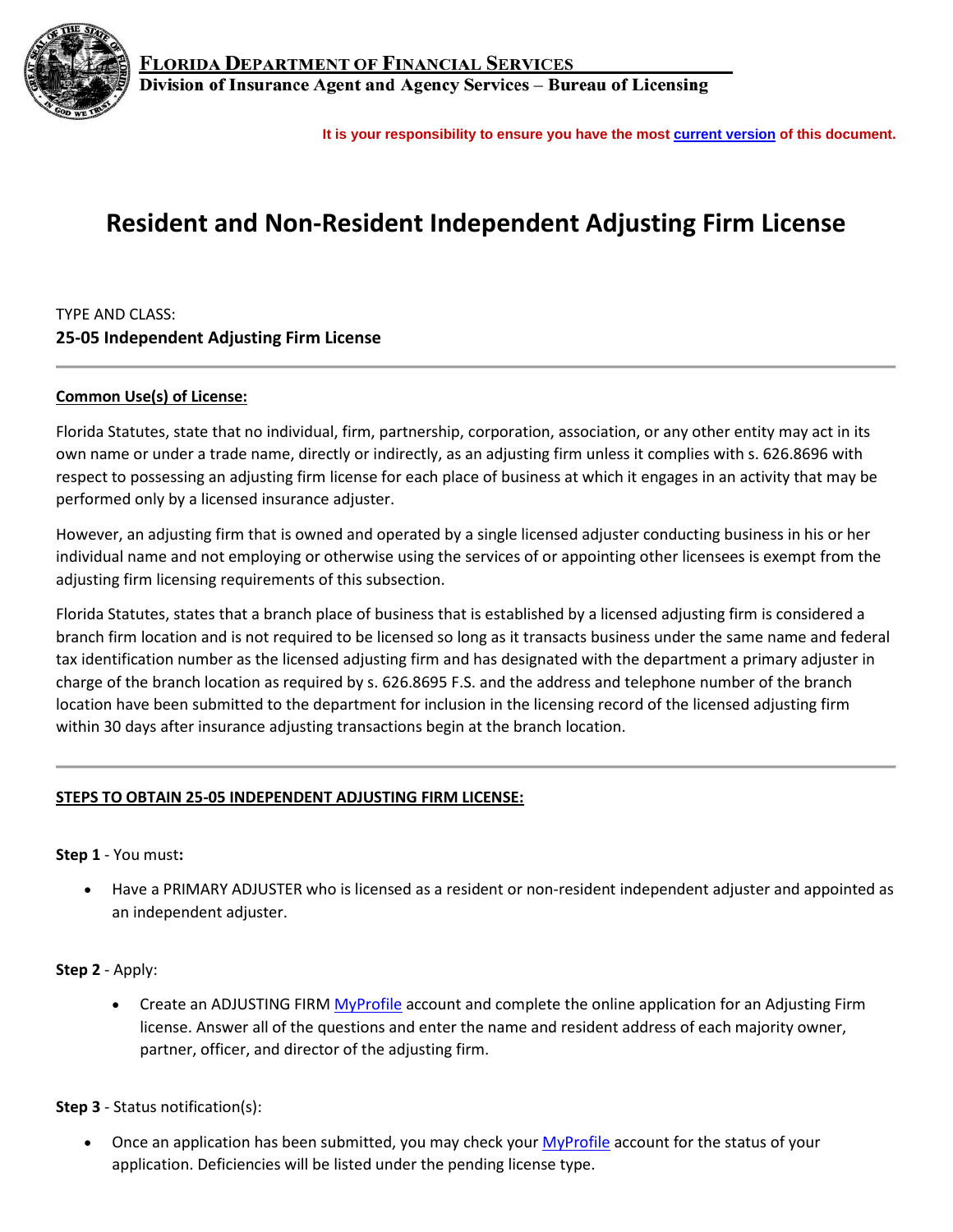**Florida Department of Financial Services**
**Division of Insurance Agent and Agency Services – Bureau of Licensing**

**It is your responsibility to ensure you have the most current version of this document.**

# Resident and Non-Resident Independent Adjusting Firm License

TYPE AND CLASS:
**25-05 Independent Adjusting Firm License**

---

**Common Use(s) of License:**

Florida Statutes, state that no individual, firm, partnership, corporation, association, or any other entity may act in its own name or under a trade name, directly or indirectly, as an adjusting firm unless it complies with s. 626.8696 with respect to possessing an adjusting firm license for each place of business at which it engages in an activity that may be performed only by a licensed insurance adjuster.

However, an adjusting firm that is owned and operated by a single licensed adjuster conducting business in his or her individual name and not employing or otherwise using the services of or appointing other licensees is exempt from the adjusting firm licensing requirements of this subsection.

Florida Statutes, states that a branch place of business that is established by a licensed adjusting firm is considered a branch firm location and is not required to be licensed so long as it transacts business under the same name and federal tax identification number as the licensed adjusting firm and has designated with the department a primary adjuster in charge of the branch location as required by s. 626.8695 F.S. and the address and telephone number of the branch location have been submitted to the department for inclusion in the licensing record of the licensed adjusting firm within 30 days after insurance adjusting transactions begin at the branch location.

---

**STEPS TO OBTAIN 25-05 INDEPENDENT ADJUSTING FIRM LICENSE:**

**Step 1** - You must**:**

- Have a PRIMARY ADJUSTER who is licensed as a resident or non-resident independent adjuster and appointed as an independent adjuster.

**Step 2** - Apply:

- Create an ADJUSTING FIRM MyProfile account and complete the online application for an Adjusting Firm license. Answer all of the questions and enter the name and resident address of each majority owner, partner, officer, and director of the adjusting firm.

**Step 3** - Status notification(s):

- Once an application has been submitted, you may check your MyProfile account for the status of your application. Deficiencies will be listed under the pending license type.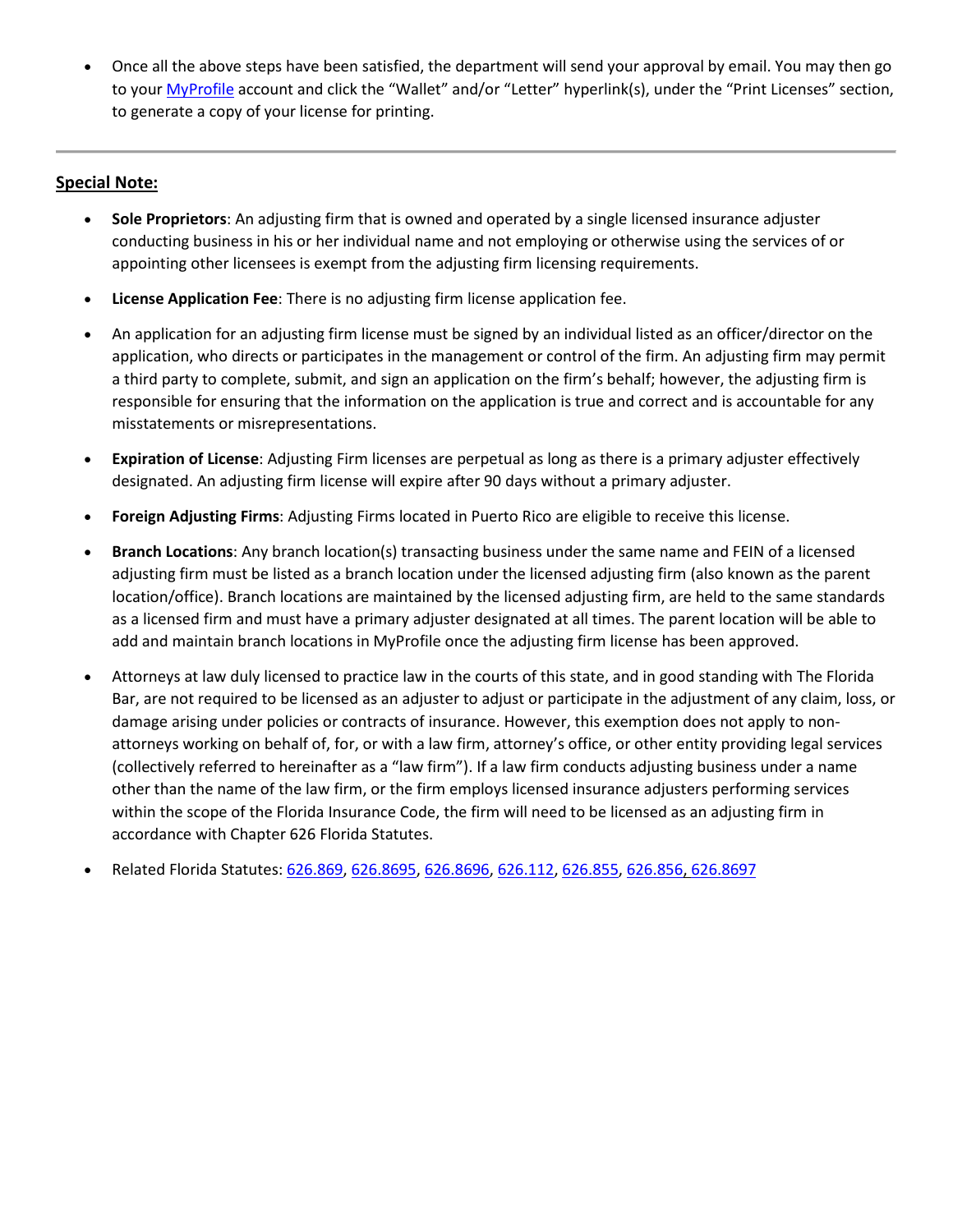- Once all the above steps have been satisfied, the department will send your approval by email. You may then go to your MyProfile account and click the "Wallet" and/or "Letter" hyperlink(s), under the "Print Licenses" section, to generate a copy of your license for printing.

---

## Special Note:

- **Sole Proprietors**: An adjusting firm that is owned and operated by a single licensed insurance adjuster conducting business in his or her individual name and not employing or otherwise using the services of or appointing other licensees is exempt from the adjusting firm licensing requirements.
- **License Application Fee**: There is no adjusting firm license application fee.
- An application for an adjusting firm license must be signed by an individual listed as an officer/director on the application, who directs or participates in the management or control of the firm. An adjusting firm may permit a third party to complete, submit, and sign an application on the firm's behalf; however, the adjusting firm is responsible for ensuring that the information on the application is true and correct and is accountable for any misstatements or misrepresentations.
- **Expiration of License**: Adjusting Firm licenses are perpetual as long as there is a primary adjuster effectively designated. An adjusting firm license will expire after 90 days without a primary adjuster.
- **Foreign Adjusting Firms**: Adjusting Firms located in Puerto Rico are eligible to receive this license.
- **Branch Locations**: Any branch location(s) transacting business under the same name and FEIN of a licensed adjusting firm must be listed as a branch location under the licensed adjusting firm (also known as the parent location/office). Branch locations are maintained by the licensed adjusting firm, are held to the same standards as a licensed firm and must have a primary adjuster designated at all times. The parent location will be able to add and maintain branch locations in MyProfile once the adjusting firm license has been approved.
- Attorneys at law duly licensed to practice law in the courts of this state, and in good standing with The Florida Bar, are not required to be licensed as an adjuster to adjust or participate in the adjustment of any claim, loss, or damage arising under policies or contracts of insurance. However, this exemption does not apply to non-attorneys working on behalf of, for, or with a law firm, attorney's office, or other entity providing legal services (collectively referred to hereinafter as a "law firm"). If a law firm conducts adjusting business under a name other than the name of the law firm, or the firm employs licensed insurance adjusters performing services within the scope of the Florida Insurance Code, the firm will need to be licensed as an adjusting firm in accordance with Chapter 626 Florida Statutes.
- Related Florida Statutes: 626.869, 626.8695, 626.8696, 626.112, 626.855, 626.856, 626.8697